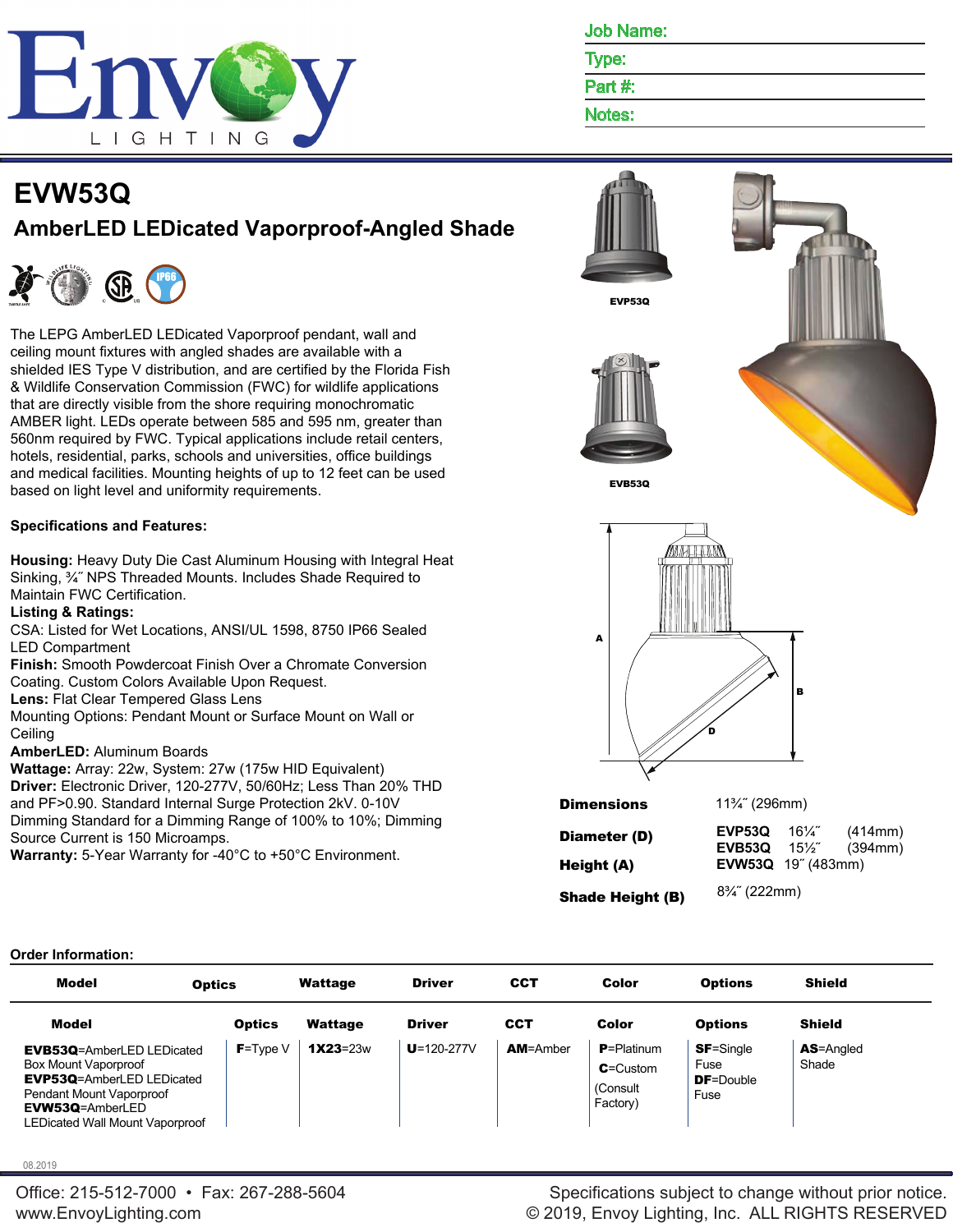Job Name:

Type:

Part #:

Notes:

# EVW53Q

## AmberLED LEDicated Vaporproof-Angled Shade

The LEPG AmberLED LEDicated Vaporproof pendant, wall and ceiling mount fixtures with angled shades are available with a shielded IES Type V distribution, and are certified by the Florida Fish & Wildlife Conservation Commission (FWC) for wildlife applications that are directly visible from the shore requiring monochromatic AMBER light. LEDs operate between 585 and 595 nm, greater than 560nm required by FWC. Typical applications include retail centers, hotels, residential, parks, schools and universities, office buildings and medical facilities. Mounting heights of up to 12 feet can be used based on light level and uniformity requirements.

**Specifications and Features:**

**Housing:** Heavy Duty Die Cast Aluminum Housing with Integral Heat Sinking, ¾˝ NPS Threaded Mounts. Includes Shade Required to Maintain FWC Certification.
**Listing & Ratings:**
CSA: Listed for Wet Locations, ANSI/UL 1598, 8750 IP66 Sealed LED Compartment
**Finish:** Smooth Powdercoat Finish Over a Chromate Conversion Coating. Custom Colors Available Upon Request.
**Lens:** Flat Clear Tempered Glass Lens
Mounting Options: Pendant Mount or Surface Mount on Wall or Ceiling
**AmberLED:** Aluminum Boards
**Wattage:** Array: 22w, System: 27w (175w HID Equivalent)
**Driver:** Electronic Driver, 120-277V, 50/60Hz; Less Than 20% THD and PF>0.90. Standard Internal Surge Protection 2kV. 0-10V Dimming Standard for a Dimming Range of 100% to 10%; Dimming Source Current is 150 Microamps.
**Warranty:** 5-Year Warranty for -40°C to +50°C Environment.

EVP53Q

EVB53Q

| **Dimensions** | 11¾˝ (296mm) |
|---|---|
| **Diameter (D)** | EVP53Q 16¼˝ (414mm)<br>EVB53Q 15½˝ (394mm) |
| **Height (A)** | EVW53Q 19˝ (483mm) |
| **Shade Height (B)** | 8¾˝ (222mm) |

**Order Information:**

| Model | Optics | Wattage | Driver | CCT | Color | Options | Shield |
|---|---|---|---|---|---|---|---|
| **EVB53Q**=AmberLED LEDicated Box Mount Vaporproof<br>**EVP53Q**=AmberLED LEDicated Pendant Mount Vaporproof<br>**EVW53Q**=AmberLED LEDicated Wall Mount Vaporproof | **F**=Type V | **1X23**=23w | **U**=120-277V | **AM**=Amber | **P**=Platinum<br>**C**=Custom (Consult Factory) | **SF**=Single Fuse<br>**DF**=Double Fuse | **AS**=Angled Shade |

08.2019

Office: 215-512-7000 • Fax: 267-288-5604
www.EnvoyLighting.com

Specifications subject to change without prior notice.
© 2019, Envoy Lighting, Inc. ALL RIGHTS RESERVED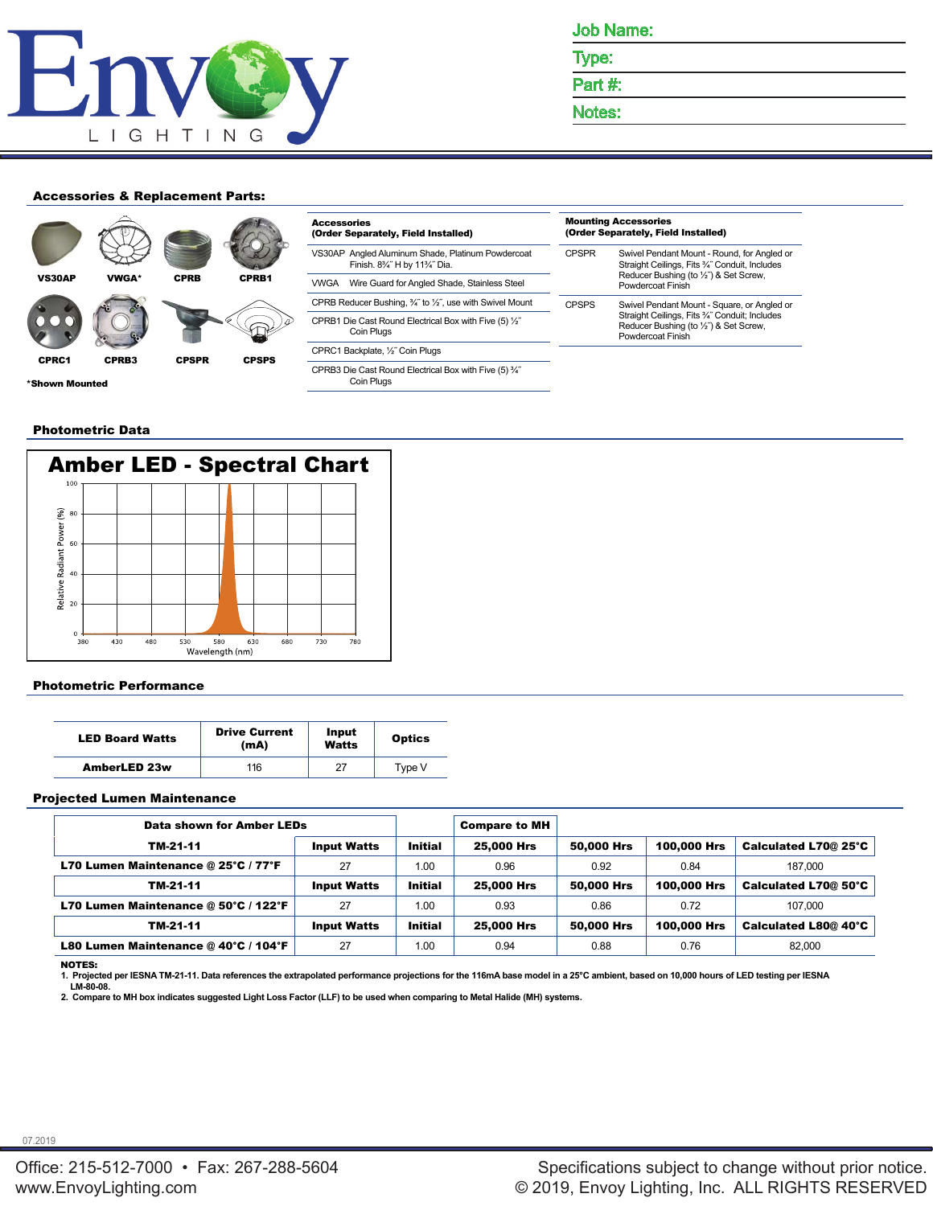Job Name:

Type:

Part #:

Notes:

## Accessories & Replacement Parts:

VS30AP VWGA* CPRB CPRB1

CPRC1 CPRB3 CPSPR CPSPS

*Shown Mounted

| Accessories (Order Separately, Field Installed) | |
|---|---|
| VS30AP | Angled Aluminum Shade, Platinum Powdercoat Finish. 8¾" H by 11¾" Dia. |
| VWGA | Wire Guard for Angled Shade, Stainless Steel |
| CPRB | Reducer Bushing, ¾" to ½", use with Swivel Mount |
| CPRB1 | Die Cast Round Electrical Box with Five (5) ½" Coin Plugs |
| CPRC1 | Backplate, ½" Coin Plugs |
| CPRB3 | Die Cast Round Electrical Box with Five (5) ¾" Coin Plugs |

| Mounting Accessories (Order Separately, Field Installed) | |
|---|---|
| CPSPR | Swivel Pendant Mount - Round, for Angled or Straight Ceilings, Fits ¾" Conduit, Includes Reducer Bushing (to ½") & Set Screw, Powdercoat Finish |
| CPSPS | Swivel Pendant Mount - Square, or Angled or Straight Ceilings, Fits ¾" Conduit; Includes Reducer Bushing (to ½") & Set Screw, Powdercoat Finish |

## Photometric Data

**Amber LED - Spectral Chart**

Relative Radiant Power (%)

100, 80, 60, 40, 20, 0

380 430 480 530 580 630 680 730 780

Wavelength (nm)

## Photometric Performance

| LED Board Watts | Drive Current (mA) | Input Watts | Optics |
|---|---|---|---|
| AmberLED 23w | 116 | 27 | Type V |

## Projected Lumen Maintenance

| Data shown for Amber LEDs | | | Compare to MH | | | |
|---|---|---|---|---|---|---|
| **TM-21-11** | **Input Watts** | **Initial** | **25,000 Hrs** | **50,000 Hrs** | **100,000 Hrs** | **Calculated L70@ 25°C** |
| **L70 Lumen Maintenance @ 25°C / 77°F** | 27 | 1.00 | 0.96 | 0.92 | 0.84 | 187,000 |
| **TM-21-11** | **Input Watts** | **Initial** | **25,000 Hrs** | **50,000 Hrs** | **100,000 Hrs** | **Calculated L70@ 50°C** |
| **L70 Lumen Maintenance @ 50°C / 122°F** | 27 | 1.00 | 0.93 | 0.86 | 0.72 | 107,000 |
| **TM-21-11** | **Input Watts** | **Initial** | **25,000 Hrs** | **50,000 Hrs** | **100,000 Hrs** | **Calculated L80@ 40°C** |
| **L80 Lumen Maintenance @ 40°C / 104°F** | 27 | 1.00 | 0.94 | 0.88 | 0.76 | 82,000 |

**NOTES:**

1. Projected per IESNA TM-21-11. Data references the extrapolated performance projections for the 116mA base model in a 25°C ambient, based on 10,000 hours of LED testing per IESNA LM-80-08.
2. Compare to MH box indicates suggested Light Loss Factor (LLF) to be used when comparing to Metal Halide (MH) systems.

07.2019

Office: 215-512-7000 • Fax: 267-288-5604
www.EnvoyLighting.com

Specifications subject to change without prior notice.
© 2019, Envoy Lighting, Inc. ALL RIGHTS RESERVED